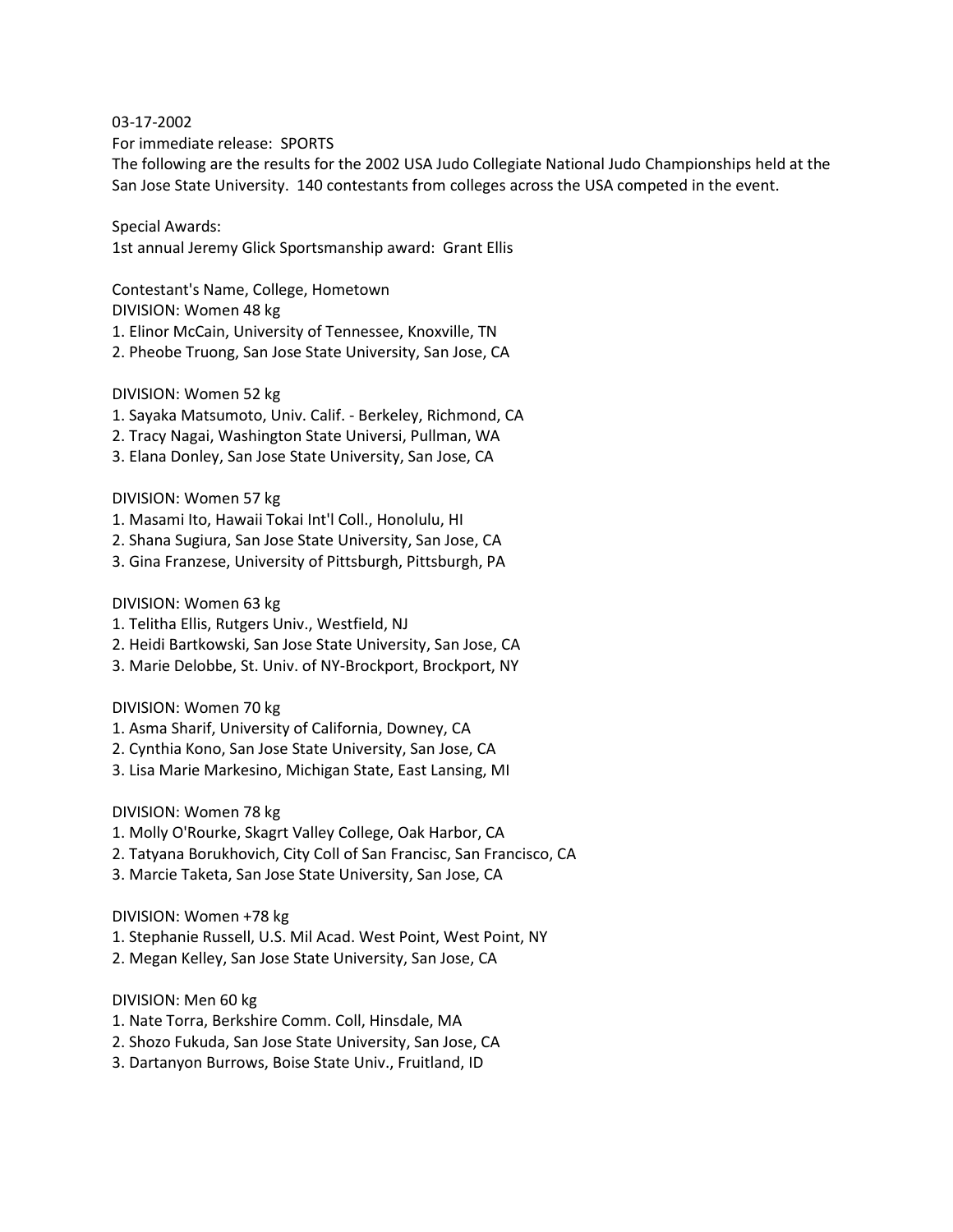03-17-2002

For immediate release: SPORTS

The following are the results for the 2002 USA Judo Collegiate National Judo Championships held at the San Jose State University. 140 contestants from colleges across the USA competed in the event.

Special Awards:

1st annual Jeremy Glick Sportsmanship award: Grant Ellis

Contestant's Name, College, Hometown

DIVISION: Women 48 kg

1. Elinor McCain, University of Tennessee, Knoxville, TN
2. Pheobe Truong, San Jose State University, San Jose, CA

DIVISION: Women 52 kg

1. Sayaka Matsumoto, Univ. Calif. - Berkeley, Richmond, CA
2. Tracy Nagai, Washington State Universi, Pullman, WA
3. Elana Donley, San Jose State University, San Jose, CA

DIVISION: Women 57 kg

1. Masami Ito, Hawaii Tokai Int'l Coll., Honolulu, HI
2. Shana Sugiura, San Jose State University, San Jose, CA
3. Gina Franzese, University of Pittsburgh, Pittsburgh, PA

DIVISION: Women 63 kg

1. Telitha Ellis, Rutgers Univ., Westfield, NJ
2. Heidi Bartkowski, San Jose State University, San Jose, CA
3. Marie Delobbe, St. Univ. of NY-Brockport, Brockport, NY

DIVISION: Women 70 kg

1. Asma Sharif, University of California, Downey, CA
2. Cynthia Kono, San Jose State University, San Jose, CA
3. Lisa Marie Markesino, Michigan State, East Lansing, MI

DIVISION: Women 78 kg

1. Molly O'Rourke, Skagrt Valley College, Oak Harbor, CA
2. Tatyana Borukhovich, City Coll of San Francisc, San Francisco, CA
3. Marcie Taketa, San Jose State University, San Jose, CA

DIVISION: Women +78 kg

1. Stephanie Russell, U.S. Mil Acad. West Point, West Point, NY
2. Megan Kelley, San Jose State University, San Jose, CA

DIVISION: Men 60 kg

1. Nate Torra, Berkshire Comm. Coll, Hinsdale, MA
2. Shozo Fukuda, San Jose State University, San Jose, CA
3. Dartanyon Burrows, Boise State Univ., Fruitland, ID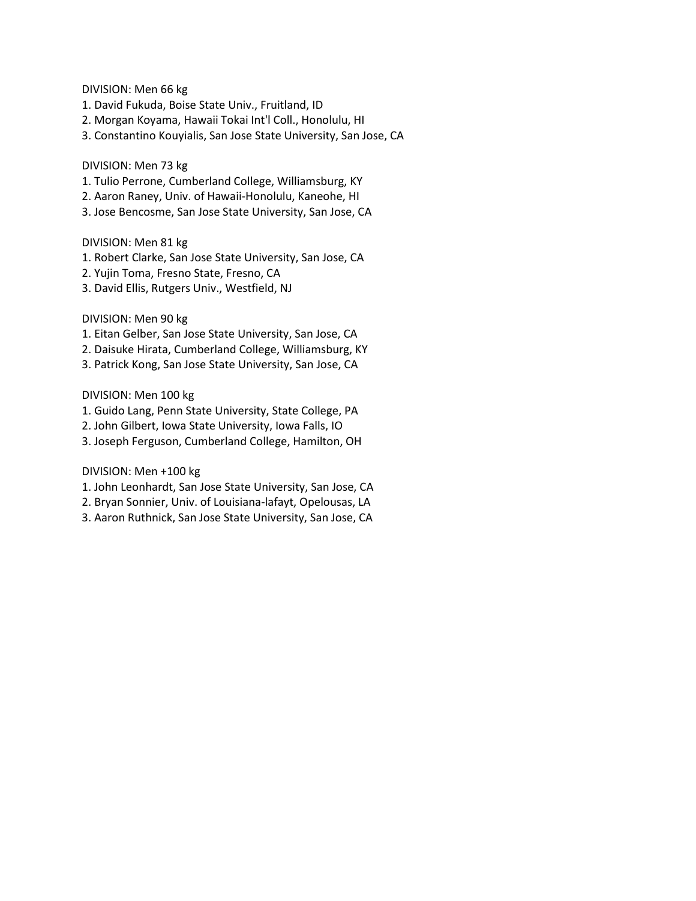DIVISION: Men 66 kg
1. David Fukuda, Boise State Univ., Fruitland, ID
2. Morgan Koyama, Hawaii Tokai Int'l Coll., Honolulu, HI
3. Constantino Kouyialis, San Jose State University, San Jose, CA

DIVISION: Men 73 kg
1. Tulio Perrone, Cumberland College, Williamsburg, KY
2. Aaron Raney, Univ. of Hawaii-Honolulu, Kaneohe, HI
3. Jose Bencosme, San Jose State University, San Jose, CA

DIVISION: Men 81 kg
1. Robert Clarke, San Jose State University, San Jose, CA
2. Yujin Toma, Fresno State, Fresno, CA
3. David Ellis, Rutgers Univ., Westfield, NJ

DIVISION: Men 90 kg
1. Eitan Gelber, San Jose State University, San Jose, CA
2. Daisuke Hirata, Cumberland College, Williamsburg, KY
3. Patrick Kong, San Jose State University, San Jose, CA

DIVISION: Men 100 kg
1. Guido Lang, Penn State University, State College, PA
2. John Gilbert, Iowa State University, Iowa Falls, IO
3. Joseph Ferguson, Cumberland College, Hamilton, OH

DIVISION: Men +100 kg
1. John Leonhardt, San Jose State University, San Jose, CA
2. Bryan Sonnier, Univ. of Louisiana-lafayt, Opelousas, LA
3. Aaron Ruthnick, San Jose State University, San Jose, CA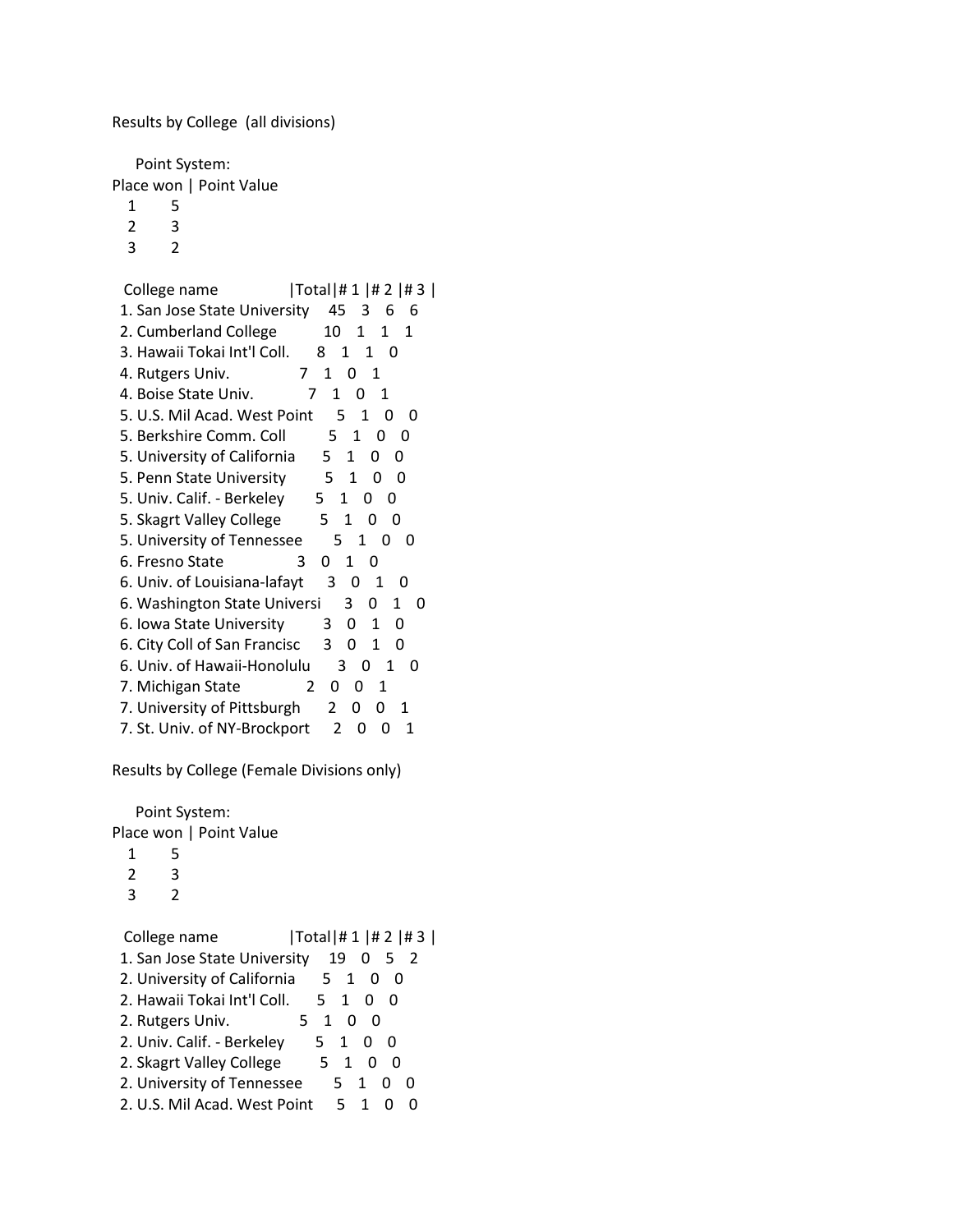Results by College (all divisions)

Point System:

| Place won | Point Value |
|---|---|
| 1 | 5 |
| 2 | 3 |
| 3 | 2 |

| College name | Total | # 1 | # 2 | # 3 |
|---|---|---|---|---|
| 1. San Jose State University | 45 | 3 | 6 | 6 |
| 2. Cumberland College | 10 | 1 | 1 | 1 |
| 3. Hawaii Tokai Int'l Coll. | 8 | 1 | 1 | 0 |
| 4. Rutgers Univ. | 7 | 1 | 0 | 1 |
| 4. Boise State Univ. | 7 | 1 | 0 | 1 |
| 5. U.S. Mil Acad. West Point | 5 | 1 | 0 | 0 |
| 5. Berkshire Comm. Coll | 5 | 1 | 0 | 0 |
| 5. University of California | 5 | 1 | 0 | 0 |
| 5. Penn State University | 5 | 1 | 0 | 0 |
| 5. Univ. Calif. - Berkeley | 5 | 1 | 0 | 0 |
| 5. Skagrt Valley College | 5 | 1 | 0 | 0 |
| 5. University of Tennessee | 5 | 1 | 0 | 0 |
| 6. Fresno State | 3 | 0 | 1 | 0 |
| 6. Univ. of Louisiana-lafayt | 3 | 0 | 1 | 0 |
| 6. Washington State Universi | 3 | 0 | 1 | 0 |
| 6. Iowa State University | 3 | 0 | 1 | 0 |
| 6. City Coll of San Francisc | 3 | 0 | 1 | 0 |
| 6. Univ. of Hawaii-Honolulu | 3 | 0 | 1 | 0 |
| 7. Michigan State | 2 | 0 | 0 | 1 |
| 7. University of Pittsburgh | 2 | 0 | 0 | 1 |
| 7. St. Univ. of NY-Brockport | 2 | 0 | 0 | 1 |

Results by College (Female Divisions only)

Point System:

| Place won | Point Value |
|---|---|
| 1 | 5 |
| 2 | 3 |
| 3 | 2 |

| College name | Total | # 1 | # 2 | # 3 |
|---|---|---|---|---|
| 1. San Jose State University | 19 | 0 | 5 | 2 |
| 2. University of California | 5 | 1 | 0 | 0 |
| 2. Hawaii Tokai Int'l Coll. | 5 | 1 | 0 | 0 |
| 2. Rutgers Univ. | 5 | 1 | 0 | 0 |
| 2. Univ. Calif. - Berkeley | 5 | 1 | 0 | 0 |
| 2. Skagrt Valley College | 5 | 1 | 0 | 0 |
| 2. University of Tennessee | 5 | 1 | 0 | 0 |
| 2. U.S. Mil Acad. West Point | 5 | 1 | 0 | 0 |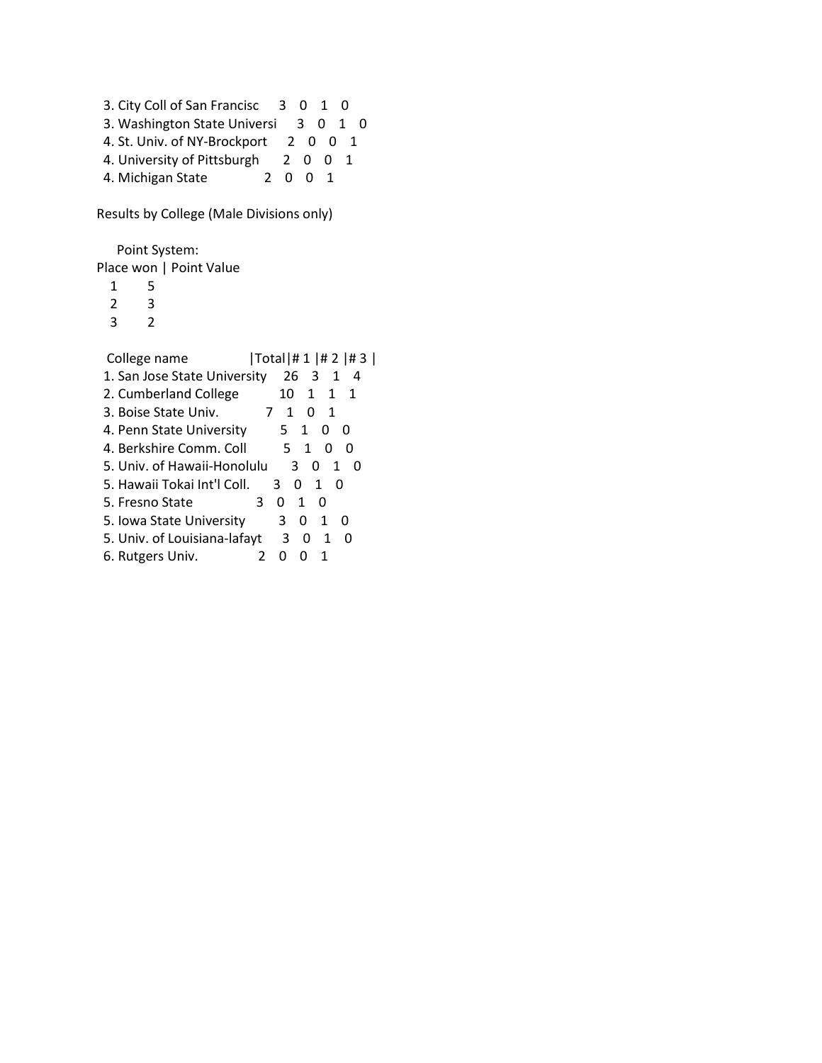| | | | | |
|---|---|---|---|---|
| 3. City Coll of San Francisc | 3 | 0 | 1 | 0 |
| 3. Washington State Universi | 3 | 0 | 1 | 0 |
| 4. St. Univ. of NY-Brockport | 2 | 0 | 0 | 1 |
| 4. University of Pittsburgh | 2 | 0 | 0 | 1 |
| 4. Michigan State | 2 | 0 | 0 | 1 |

Results by College (Male Divisions only)

Point System:

| Place won | Point Value |
|---|---|
| 1 | 5 |
| 2 | 3 |
| 3 | 2 |

| College name | Total | # 1 | # 2 | # 3 |
|---|---|---|---|---|
| 1. San Jose State University | 26 | 3 | 1 | 4 |
| 2. Cumberland College | 10 | 1 | 1 | 1 |
| 3. Boise State Univ. | 7 | 1 | 0 | 1 |
| 4. Penn State University | 5 | 1 | 0 | 0 |
| 4. Berkshire Comm. Coll | 5 | 1 | 0 | 0 |
| 5. Univ. of Hawaii-Honolulu | 3 | 0 | 1 | 0 |
| 5. Hawaii Tokai Int'l Coll. | 3 | 0 | 1 | 0 |
| 5. Fresno State | 3 | 0 | 1 | 0 |
| 5. Iowa State University | 3 | 0 | 1 | 0 |
| 5. Univ. of Louisiana-lafayt | 3 | 0 | 1 | 0 |
| 6. Rutgers Univ. | 2 | 0 | 0 | 1 |